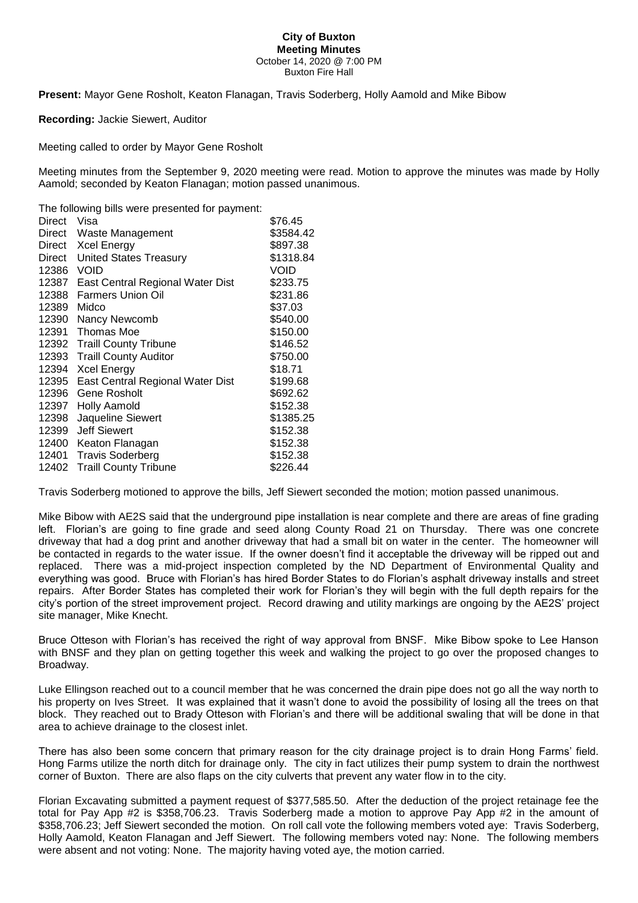**City of Buxton**
**Meeting Minutes**
October 14, 2020 @ 7:00 PM
Buxton Fire Hall

**Present:** Mayor Gene Rosholt, Keaton Flanagan, Travis Soderberg, Holly Aamold and Mike Bibow

**Recording:** Jackie Siewert, Auditor

Meeting called to order by Mayor Gene Rosholt

Meeting minutes from the September 9, 2020 meeting were read. Motion to approve the minutes was made by Holly Aamold; seconded by Keaton Flanagan; motion passed unanimous.

The following bills were presented for payment:

| | | |
|---|---|---|
| Direct | Visa | \$76.45 |
| Direct | Waste Management | \$3584.42 |
| Direct | Xcel Energy | \$897.38 |
| Direct | United States Treasury | \$1318.84 |
| 12386 | VOID | VOID |
| 12387 | East Central Regional Water Dist | \$233.75 |
| 12388 | Farmers Union Oil | \$231.86 |
| 12389 | Midco | \$37.03 |
| 12390 | Nancy Newcomb | \$540.00 |
| 12391 | Thomas Moe | \$150.00 |
| 12392 | Traill County Tribune | \$146.52 |
| 12393 | Traill County Auditor | \$750.00 |
| 12394 | Xcel Energy | \$18.71 |
| 12395 | East Central Regional Water Dist | \$199.68 |
| 12396 | Gene Rosholt | \$692.62 |
| 12397 | Holly Aamold | \$152.38 |
| 12398 | Jaqueline Siewert | \$1385.25 |
| 12399 | Jeff Siewert | \$152.38 |
| 12400 | Keaton Flanagan | \$152.38 |
| 12401 | Travis Soderberg | \$152.38 |
| 12402 | Traill County Tribune | \$226.44 |

Travis Soderberg motioned to approve the bills, Jeff Siewert seconded the motion; motion passed unanimous.

Mike Bibow with AE2S said that the underground pipe installation is near complete and there are areas of fine grading left. Florian's are going to fine grade and seed along County Road 21 on Thursday. There was one concrete driveway that had a dog print and another driveway that had a small bit on water in the center. The homeowner will be contacted in regards to the water issue. If the owner doesn't find it acceptable the driveway will be ripped out and replaced. There was a mid-project inspection completed by the ND Department of Environmental Quality and everything was good. Bruce with Florian's has hired Border States to do Florian's asphalt driveway installs and street repairs. After Border States has completed their work for Florian's they will begin with the full depth repairs for the city's portion of the street improvement project. Record drawing and utility markings are ongoing by the AE2S' project site manager, Mike Knecht.

Bruce Otteson with Florian's has received the right of way approval from BNSF. Mike Bibow spoke to Lee Hanson with BNSF and they plan on getting together this week and walking the project to go over the proposed changes to Broadway.

Luke Ellingson reached out to a council member that he was concerned the drain pipe does not go all the way north to his property on Ives Street. It was explained that it wasn't done to avoid the possibility of losing all the trees on that block. They reached out to Brady Otteson with Florian's and there will be additional swaling that will be done in that area to achieve drainage to the closest inlet.

There has also been some concern that primary reason for the city drainage project is to drain Hong Farms' field. Hong Farms utilize the north ditch for drainage only. The city in fact utilizes their pump system to drain the northwest corner of Buxton. There are also flaps on the city culverts that prevent any water flow in to the city.

Florian Excavating submitted a payment request of \$377,585.50. After the deduction of the project retainage fee the total for Pay App #2 is \$358,706.23. Travis Soderberg made a motion to approve Pay App #2 in the amount of \$358,706.23; Jeff Siewert seconded the motion. On roll call vote the following members voted aye: Travis Soderberg, Holly Aamold, Keaton Flanagan and Jeff Siewert. The following members voted nay: None. The following members were absent and not voting: None. The majority having voted aye, the motion carried.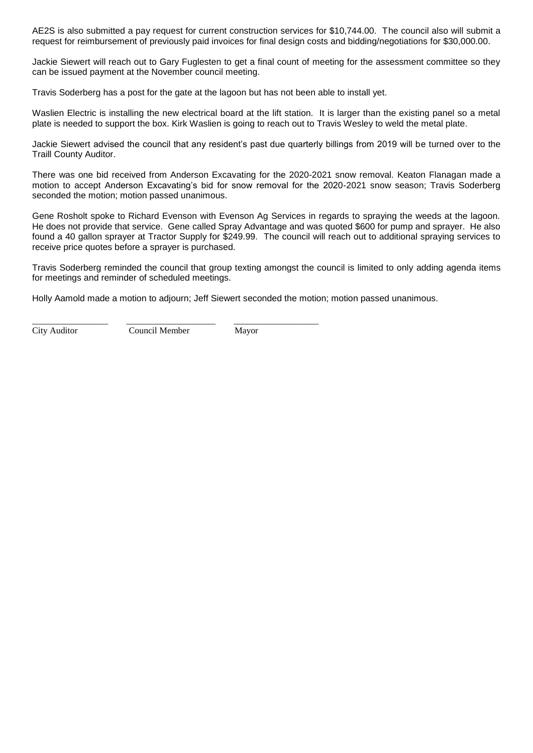AE2S is also submitted a pay request for current construction services for $10,744.00. The council also will submit a request for reimbursement of previously paid invoices for final design costs and bidding/negotiations for $30,000.00.

Jackie Siewert will reach out to Gary Fuglesten to get a final count of meeting for the assessment committee so they can be issued payment at the November council meeting.

Travis Soderberg has a post for the gate at the lagoon but has not been able to install yet.

Waslien Electric is installing the new electrical board at the lift station. It is larger than the existing panel so a metal plate is needed to support the box. Kirk Waslien is going to reach out to Travis Wesley to weld the metal plate.

Jackie Siewert advised the council that any resident's past due quarterly billings from 2019 will be turned over to the Traill County Auditor.

There was one bid received from Anderson Excavating for the 2020-2021 snow removal. Keaton Flanagan made a motion to accept Anderson Excavating's bid for snow removal for the 2020-2021 snow season; Travis Soderberg seconded the motion; motion passed unanimous.

Gene Rosholt spoke to Richard Evenson with Evenson Ag Services in regards to spraying the weeds at the lagoon. He does not provide that service. Gene called Spray Advantage and was quoted $600 for pump and sprayer. He also found a 40 gallon sprayer at Tractor Supply for $249.99. The council will reach out to additional spraying services to receive price quotes before a sprayer is purchased.

Travis Soderberg reminded the council that group texting amongst the council is limited to only adding agenda items for meetings and reminder of scheduled meetings.

Holly Aamold made a motion to adjourn; Jeff Siewert seconded the motion; motion passed unanimous.

\_\_\_\_\_\_\_\_\_\_\_\_\_\_\_\_ \_\_\_\_\_\_\_\_\_\_\_\_\_\_\_\_\_\_\_ \_\_\_\_\_\_\_\_\_\_\_\_\_\_\_\_\_\_

City Auditor Council Member Mayor